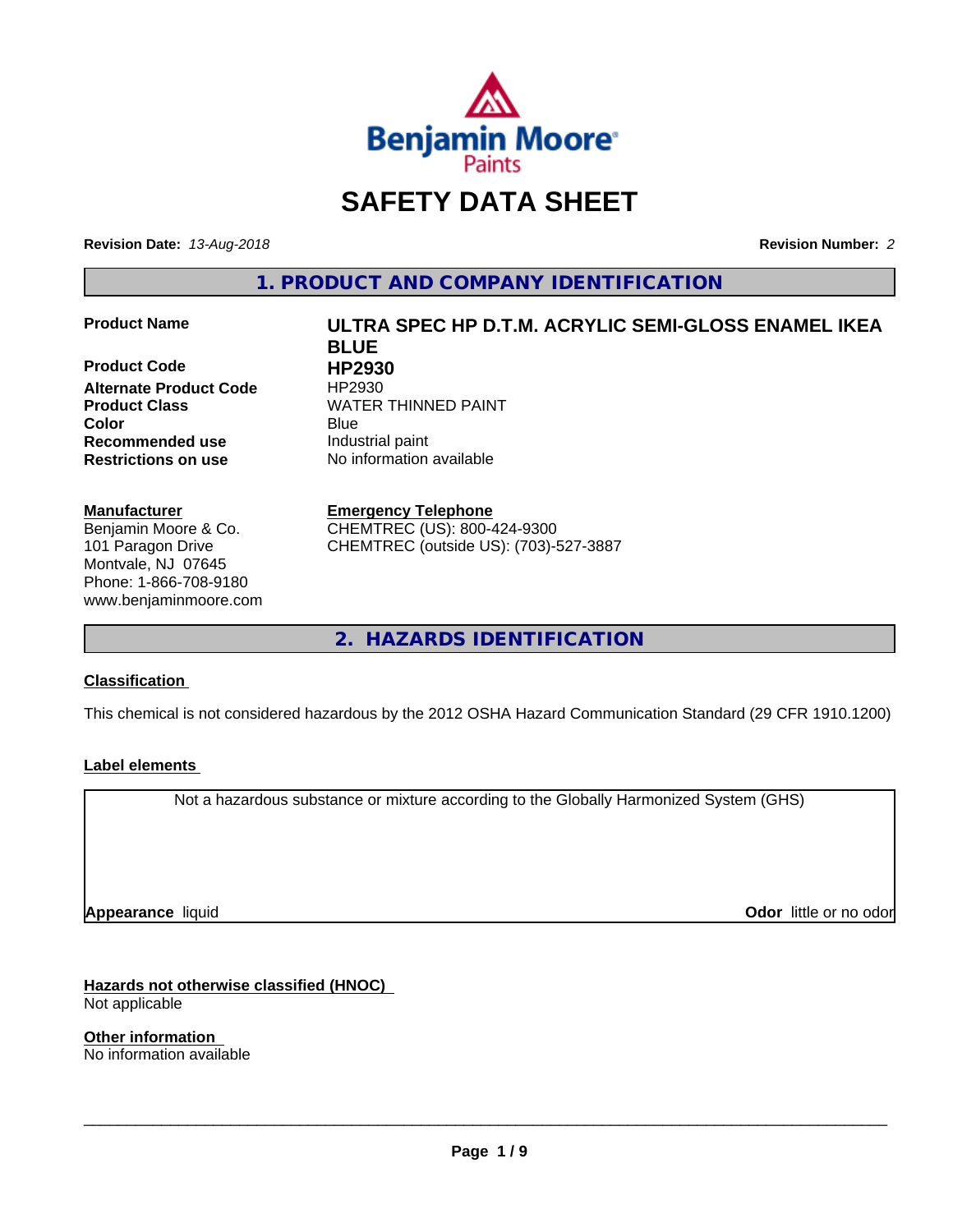# SAFETY DATA SHEET

**Revision Date:** *13-Aug-2018* **Revision Number:** *2*

## 1. PRODUCT AND COMPANY IDENTIFICATION

| | |
|---|---|
| **Product Name** | **ULTRA SPEC HP D.T.M. ACRYLIC SEMI-GLOSS ENAMEL IKEA BLUE** |
| **Product Code** | **HP2930** |
| **Alternate Product Code** | HP2930 |
| **Product Class** | WATER THINNED PAINT |
| **Color** | Blue |
| **Recommended use** | Industrial paint |
| **Restrictions on use** | No information available |

**Manufacturer**
Benjamin Moore & Co.
101 Paragon Drive
Montvale, NJ 07645
Phone: 1-866-708-9180
www.benjaminmoore.com

**Emergency Telephone**
CHEMTREC (US): 800-424-9300
CHEMTREC (outside US): (703)-527-3887

## 2. HAZARDS IDENTIFICATION

### Classification

This chemical is not considered hazardous by the 2012 OSHA Hazard Communication Standard (29 CFR 1910.1200)

### Label elements

Not a hazardous substance or mixture according to the Globally Harmonized System (GHS)

**Appearance** liquid **Odor** little or no odor

### Hazards not otherwise classified (HNOC)

Not applicable

### Other information

No information available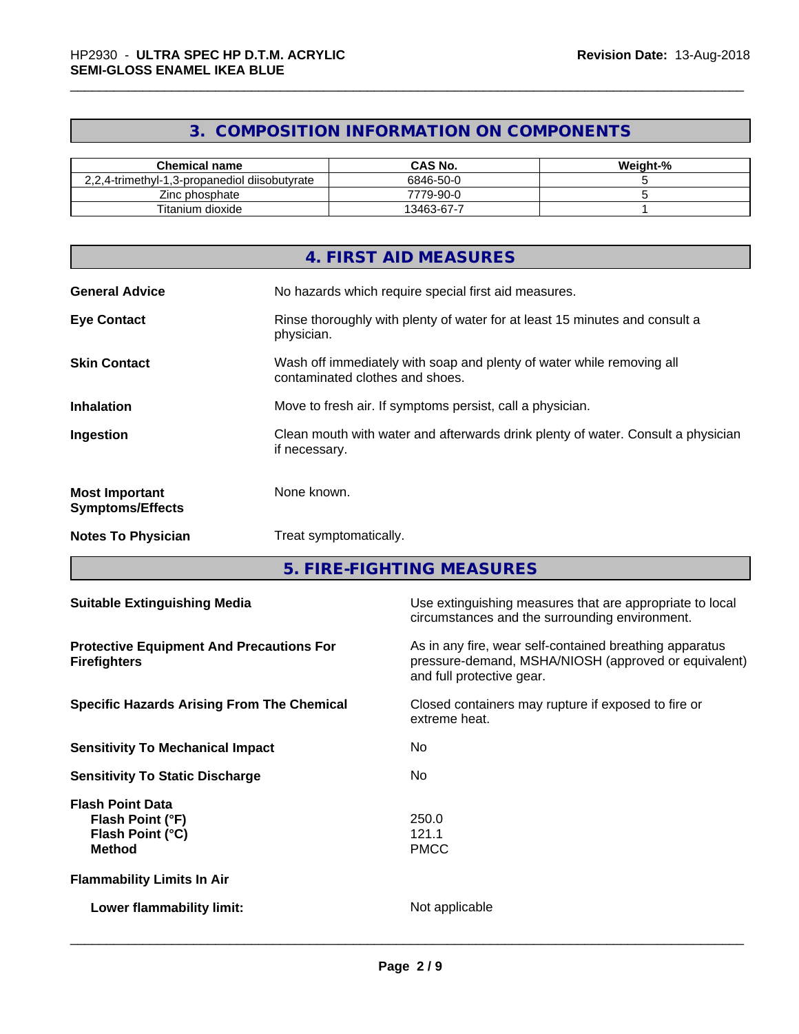## 3. COMPOSITION INFORMATION ON COMPONENTS

| Chemical name | CAS No. | Weight-% |
|---|---|---|
| 2,2,4-trimethyl-1,3-propanediol diisobutyrate | 6846-50-0 | 5 |
| Zinc phosphate | 7779-90-0 | 5 |
| Titanium dioxide | 13463-67-7 | 1 |

## 4. FIRST AID MEASURES

**General Advice**
No hazards which require special first aid measures.

**Eye Contact**
Rinse thoroughly with plenty of water for at least 15 minutes and consult a physician.

**Skin Contact**
Wash off immediately with soap and plenty of water while removing all contaminated clothes and shoes.

**Inhalation**
Move to fresh air. If symptoms persist, call a physician.

**Ingestion**
Clean mouth with water and afterwards drink plenty of water. Consult a physician if necessary.

**Most Important Symptoms/Effects**
None known.

**Notes To Physician**
Treat symptomatically.

## 5. FIRE-FIGHTING MEASURES

**Suitable Extinguishing Media**
Use extinguishing measures that are appropriate to local circumstances and the surrounding environment.

**Protective Equipment And Precautions For Firefighters**
As in any fire, wear self-contained breathing apparatus pressure-demand, MSHA/NIOSH (approved or equivalent) and full protective gear.

**Specific Hazards Arising From The Chemical**
Closed containers may rupture if exposed to fire or extreme heat.

**Sensitivity To Mechanical Impact**
No

**Sensitivity To Static Discharge**
No

**Flash Point Data**
- **Flash Point (°F)**: 250.0
- **Flash Point (°C)**: 121.1
- **Method**: PMCC

**Flammability Limits In Air**

- **Lower flammability limit:** Not applicable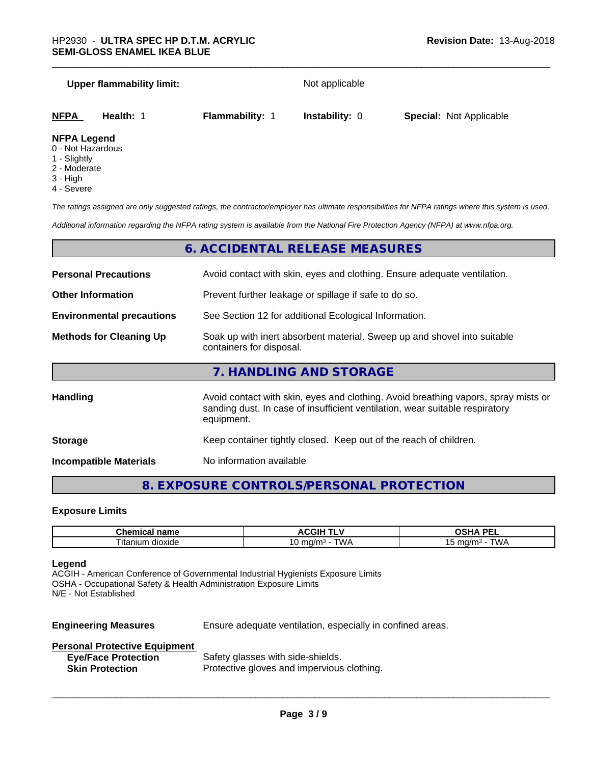**Upper flammability limit:** Not applicable

| **NFPA** | **Health:** 1 | **Flammability:** 1 | **Instability:** 0 | **Special:** Not Applicable |
|---|---|---|---|---|

**NFPA Legend**
0 - Not Hazardous
1 - Slightly
2 - Moderate
3 - High
4 - Severe

*The ratings assigned are only suggested ratings, the contractor/employer has ultimate responsibilities for NFPA ratings where this system is used.*

*Additional information regarding the NFPA rating system is available from the National Fire Protection Agency (NFPA) at www.nfpa.org.*

## 6. ACCIDENTAL RELEASE MEASURES

**Personal Precautions** Avoid contact with skin, eyes and clothing. Ensure adequate ventilation.

**Other Information** Prevent further leakage or spillage if safe to do so.

**Environmental precautions** See Section 12 for additional Ecological Information.

**Methods for Cleaning Up** Soak up with inert absorbent material. Sweep up and shovel into suitable containers for disposal.

## 7. HANDLING AND STORAGE

**Handling** Avoid contact with skin, eyes and clothing. Avoid breathing vapors, spray mists or sanding dust. In case of insufficient ventilation, wear suitable respiratory equipment.

**Storage** Keep container tightly closed. Keep out of the reach of children.

**Incompatible Materials** No information available

## 8. EXPOSURE CONTROLS/PERSONAL PROTECTION

### Exposure Limits

| Chemical name | ACGIH TLV | OSHA PEL |
|---|---|---|
| Titanium dioxide | 10 mg/m³ - TWA | 15 mg/m³ - TWA |

**Legend**
ACGIH - American Conference of Governmental Industrial Hygienists Exposure Limits
OSHA - Occupational Safety & Health Administration Exposure Limits
N/E - Not Established

**Engineering Measures** Ensure adequate ventilation, especially in confined areas.

**Personal Protective Equipment**

**Eye/Face Protection** Safety glasses with side-shields.

**Skin Protection** Protective gloves and impervious clothing.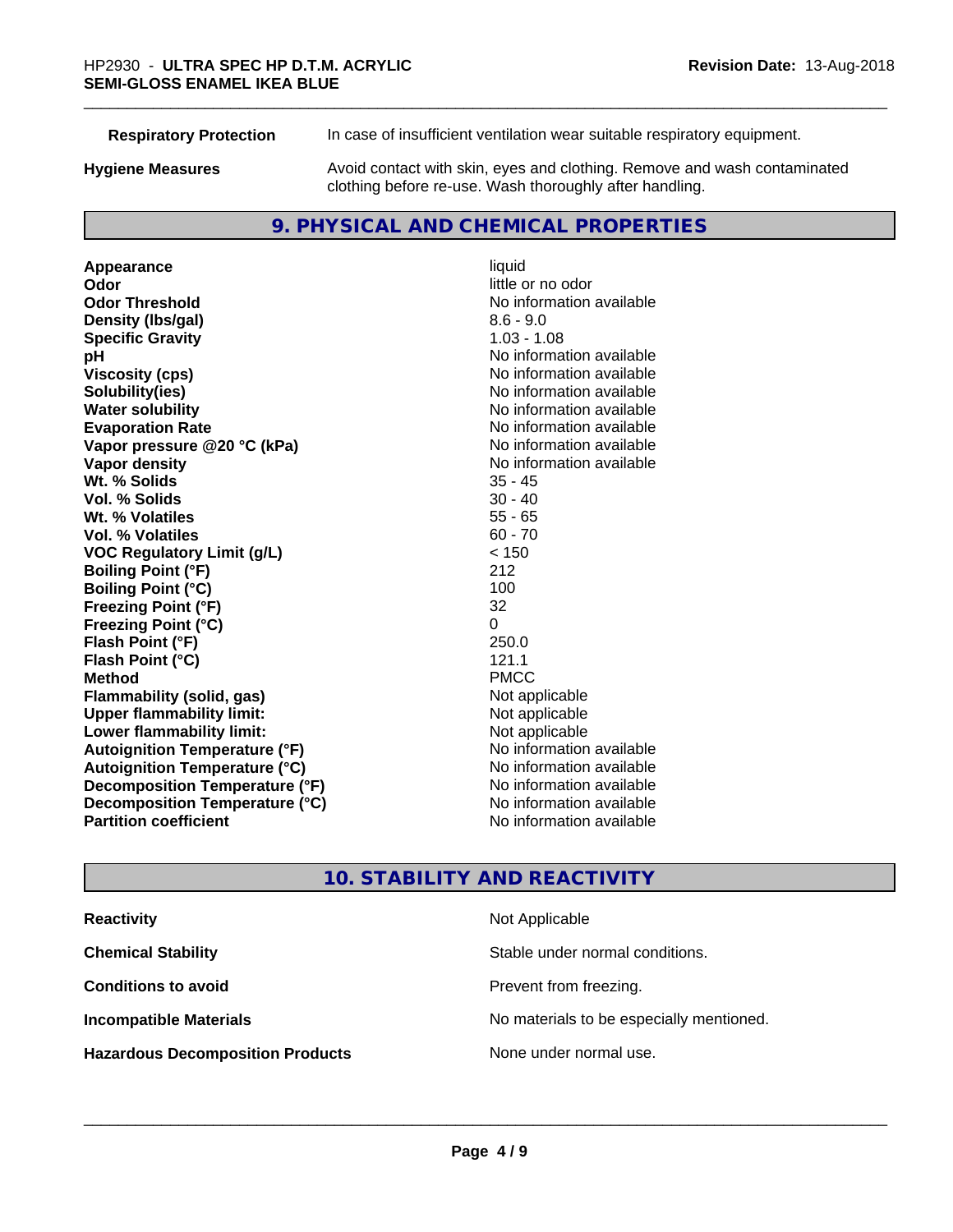| | |
|---|---|
| **Respiratory Protection** | In case of insufficient ventilation wear suitable respiratory equipment. |
| **Hygiene Measures** | Avoid contact with skin, eyes and clothing. Remove and wash contaminated clothing before re-use. Wash thoroughly after handling. |

## 9. PHYSICAL AND CHEMICAL PROPERTIES

| | |
|---|---|
| **Appearance** | liquid |
| **Odor** | little or no odor |
| **Odor Threshold** | No information available |
| **Density (lbs/gal)** | 8.6 - 9.0 |
| **Specific Gravity** | 1.03 - 1.08 |
| **pH** | No information available |
| **Viscosity (cps)** | No information available |
| **Solubility(ies)** | No information available |
| **Water solubility** | No information available |
| **Evaporation Rate** | No information available |
| **Vapor pressure @20 °C (kPa)** | No information available |
| **Vapor density** | No information available |
| **Wt. % Solids** | 35 - 45 |
| **Vol. % Solids** | 30 - 40 |
| **Wt. % Volatiles** | 55 - 65 |
| **Vol. % Volatiles** | 60 - 70 |
| **VOC Regulatory Limit (g/L)** | < 150 |
| **Boiling Point (°F)** | 212 |
| **Boiling Point (°C)** | 100 |
| **Freezing Point (°F)** | 32 |
| **Freezing Point (°C)** | 0 |
| **Flash Point (°F)** | 250.0 |
| **Flash Point (°C)** | 121.1 |
| **Method** | PMCC |
| **Flammability (solid, gas)** | Not applicable |
| **Upper flammability limit:** | Not applicable |
| **Lower flammability limit:** | Not applicable |
| **Autoignition Temperature (°F)** | No information available |
| **Autoignition Temperature (°C)** | No information available |
| **Decomposition Temperature (°F)** | No information available |
| **Decomposition Temperature (°C)** | No information available |
| **Partition coefficient** | No information available |

## 10. STABILITY AND REACTIVITY

| | |
|---|---|
| **Reactivity** | Not Applicable |
| **Chemical Stability** | Stable under normal conditions. |
| **Conditions to avoid** | Prevent from freezing. |
| **Incompatible Materials** | No materials to be especially mentioned. |
| **Hazardous Decomposition Products** | None under normal use. |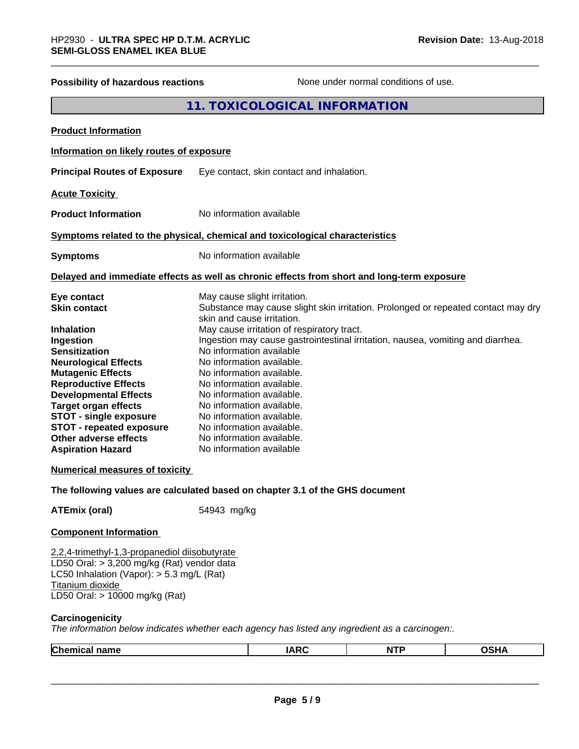**Possibility of hazardous reactions** None under normal conditions of use.

## 11. TOXICOLOGICAL INFORMATION

**Product Information**

**Information on likely routes of exposure**

**Principal Routes of Exposure** Eye contact, skin contact and inhalation.

**Acute Toxicity**

**Product Information** No information available

**Symptoms related to the physical, chemical and toxicological characteristics**

**Symptoms** No information available

**Delayed and immediate effects as well as chronic effects from short and long-term exposure**

| | |
|---|---|
| **Eye contact** | May cause slight irritation. |
| **Skin contact** | Substance may cause slight skin irritation. Prolonged or repeated contact may dry skin and cause irritation. |
| **Inhalation** | May cause irritation of respiratory tract. |
| **Ingestion** | Ingestion may cause gastrointestinal irritation, nausea, vomiting and diarrhea. |
| **Sensitization** | No information available |
| **Neurological Effects** | No information available. |
| **Mutagenic Effects** | No information available. |
| **Reproductive Effects** | No information available. |
| **Developmental Effects** | No information available. |
| **Target organ effects** | No information available. |
| **STOT - single exposure** | No information available. |
| **STOT - repeated exposure** | No information available. |
| **Other adverse effects** | No information available. |
| **Aspiration Hazard** | No information available |

**Numerical measures of toxicity**

**The following values are calculated based on chapter 3.1 of the GHS document**

**ATEmix (oral)** 54943 mg/kg

**Component Information**

2,2,4-trimethyl-1,3-propanediol diisobutyrate
LD50 Oral: > 3,200 mg/kg (Rat) vendor data
LC50 Inhalation (Vapor): > 5.3 mg/L (Rat)
Titanium dioxide
LD50 Oral: > 10000 mg/kg (Rat)

**Carcinogenicity**

*The information below indicates whether each agency has listed any ingredient as a carcinogen:.*

| Chemical name | IARC | NTP | OSHA |
|---|---|---|---|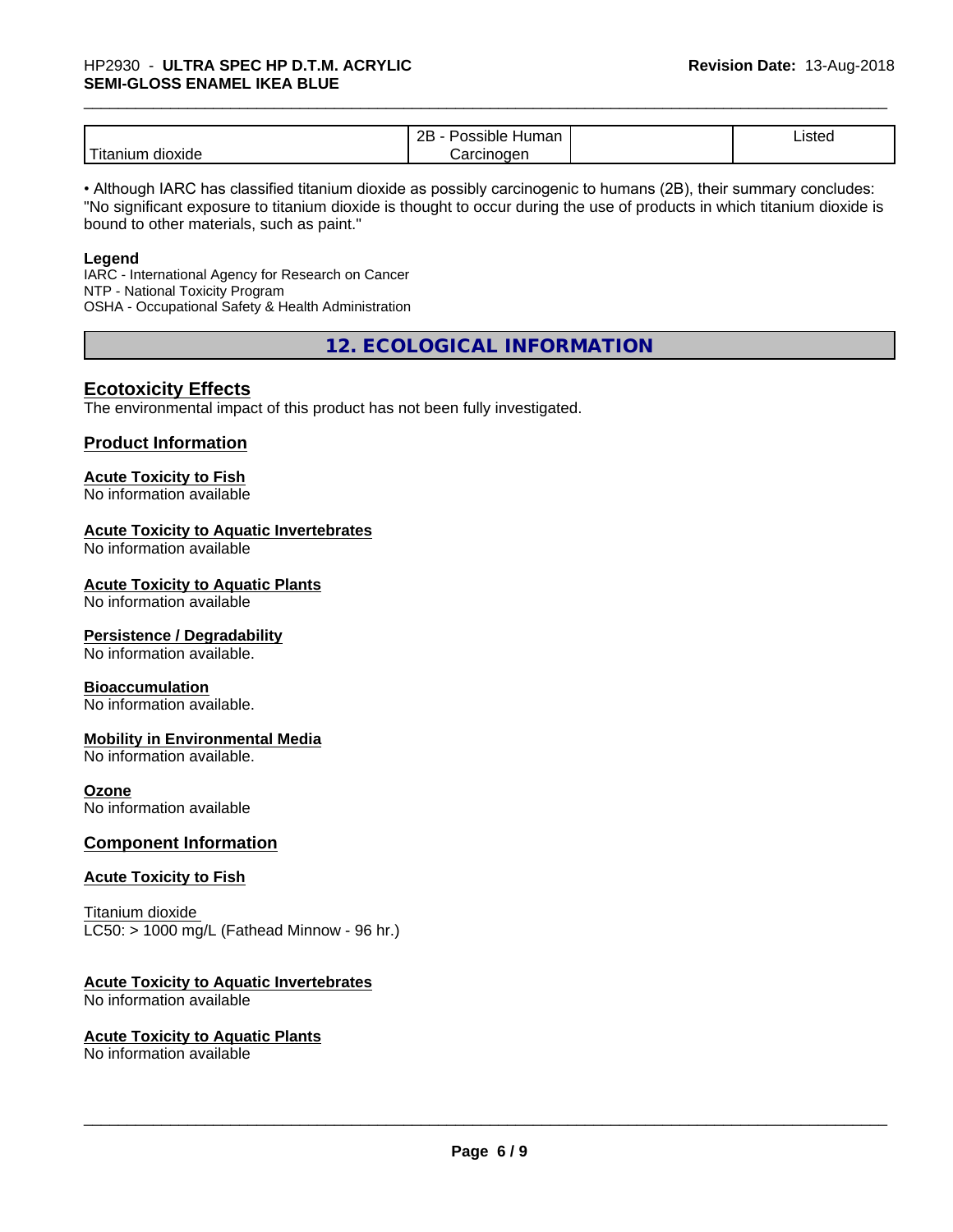| Titanium dioxide | 2B - Possible Human Carcinogen | | Listed |
|---|---|---|---|

• Although IARC has classified titanium dioxide as possibly carcinogenic to humans (2B), their summary concludes: "No significant exposure to titanium dioxide is thought to occur during the use of products in which titanium dioxide is bound to other materials, such as paint."

**Legend**
IARC - International Agency for Research on Cancer
NTP - National Toxicity Program
OSHA - Occupational Safety & Health Administration

## 12. ECOLOGICAL INFORMATION

### Ecotoxicity Effects

The environmental impact of this product has not been fully investigated.

### Product Information

**Acute Toxicity to Fish**
No information available

**Acute Toxicity to Aquatic Invertebrates**
No information available

**Acute Toxicity to Aquatic Plants**
No information available

**Persistence / Degradability**
No information available.

**Bioaccumulation**
No information available.

**Mobility in Environmental Media**
No information available.

**Ozone**
No information available

### Component Information

**Acute Toxicity to Fish**

Titanium dioxide
LC50: > 1000 mg/L (Fathead Minnow - 96 hr.)

**Acute Toxicity to Aquatic Invertebrates**
No information available

**Acute Toxicity to Aquatic Plants**
No information available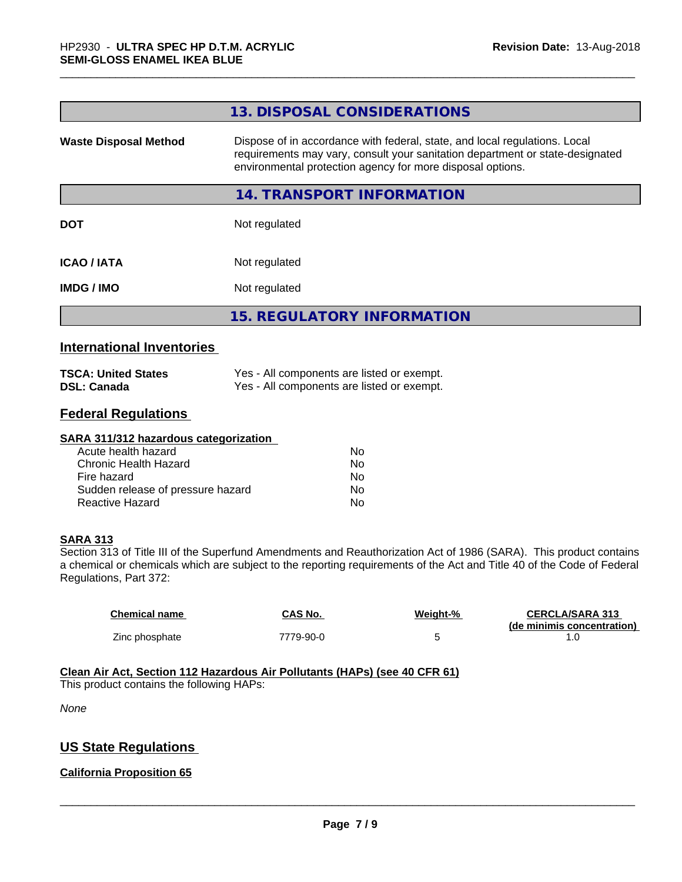## 13. DISPOSAL CONSIDERATIONS

| | |
|---|---|
| **Waste Disposal Method** | Dispose of in accordance with federal, state, and local regulations. Local requirements may vary, consult your sanitation department or state-designated environmental protection agency for more disposal options. |

## 14. TRANSPORT INFORMATION

| | |
|---|---|
| **DOT** | Not regulated |
| **ICAO / IATA** | Not regulated |
| **IMDG / IMO** | Not regulated |

## 15. REGULATORY INFORMATION

### International Inventories

| | |
|---|---|
| **TSCA: United States** | Yes - All components are listed or exempt. |
| **DSL: Canada** | Yes - All components are listed or exempt. |

### Federal Regulations

**SARA 311/312 hazardous categorization**

| | |
|---|---|
| Acute health hazard | No |
| Chronic Health Hazard | No |
| Fire hazard | No |
| Sudden release of pressure hazard | No |
| Reactive Hazard | No |

**SARA 313**

Section 313 of Title III of the Superfund Amendments and Reauthorization Act of 1986 (SARA). This product contains a chemical or chemicals which are subject to the reporting requirements of the Act and Title 40 of the Code of Federal Regulations, Part 372:

| Chemical name | CAS No. | Weight-% | CERCLA/SARA 313 (de minimis concentration) |
|---|---|---|---|
| Zinc phosphate | 7779-90-0 | 5 | 1.0 |

**Clean Air Act, Section 112 Hazardous Air Pollutants (HAPs) (see 40 CFR 61)**

This product contains the following HAPs:

*None*

### US State Regulations

**California Proposition 65**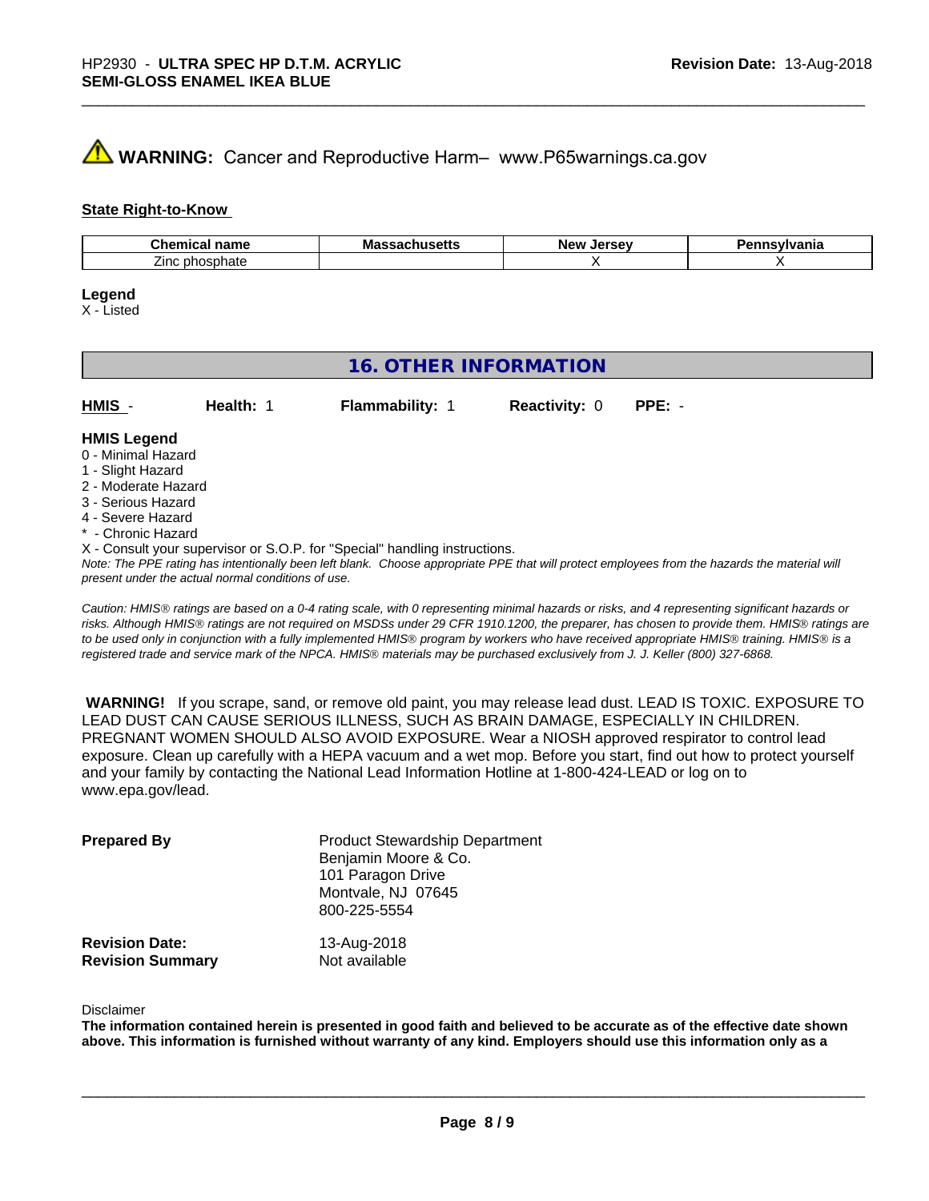**WARNING:** Cancer and Reproductive Harm– www.P65warnings.ca.gov

**State Right-to-Know**

| Chemical name | Massachusetts | New Jersey | Pennsylvania |
|---|---|---|---|
| Zinc phosphate | | X | X |

**Legend**
X - Listed

## 16. OTHER INFORMATION

**HMIS** - **Health:** 1 **Flammability:** 1 **Reactivity:** 0 **PPE:** -

**HMIS Legend**
0 - Minimal Hazard
1 - Slight Hazard
2 - Moderate Hazard
3 - Serious Hazard
4 - Severe Hazard
* - Chronic Hazard
X - Consult your supervisor or S.O.P. for "Special" handling instructions.

*Note: The PPE rating has intentionally been left blank. Choose appropriate PPE that will protect employees from the hazards the material will present under the actual normal conditions of use.*

*Caution: HMIS® ratings are based on a 0-4 rating scale, with 0 representing minimal hazards or risks, and 4 representing significant hazards or risks. Although HMIS® ratings are not required on MSDSs under 29 CFR 1910.1200, the preparer, has chosen to provide them. HMIS® ratings are to be used only in conjunction with a fully implemented HMIS® program by workers who have received appropriate HMIS® training. HMIS® is a registered trade and service mark of the NPCA. HMIS® materials may be purchased exclusively from J. J. Keller (800) 327-6868.*

**WARNING!** If you scrape, sand, or remove old paint, you may release lead dust. LEAD IS TOXIC. EXPOSURE TO LEAD DUST CAN CAUSE SERIOUS ILLNESS, SUCH AS BRAIN DAMAGE, ESPECIALLY IN CHILDREN. PREGNANT WOMEN SHOULD ALSO AVOID EXPOSURE. Wear a NIOSH approved respirator to control lead exposure. Clean up carefully with a HEPA vacuum and a wet mop. Before you start, find out how to protect yourself and your family by contacting the National Lead Information Hotline at 1-800-424-LEAD or log on to www.epa.gov/lead.

**Prepared By**
Product Stewardship Department
Benjamin Moore & Co.
101 Paragon Drive
Montvale, NJ 07645
800-225-5554

**Revision Date:** 13-Aug-2018
**Revision Summary** Not available

Disclaimer
**The information contained herein is presented in good faith and believed to be accurate as of the effective date shown above. This information is furnished without warranty of any kind. Employers should use this information only as a**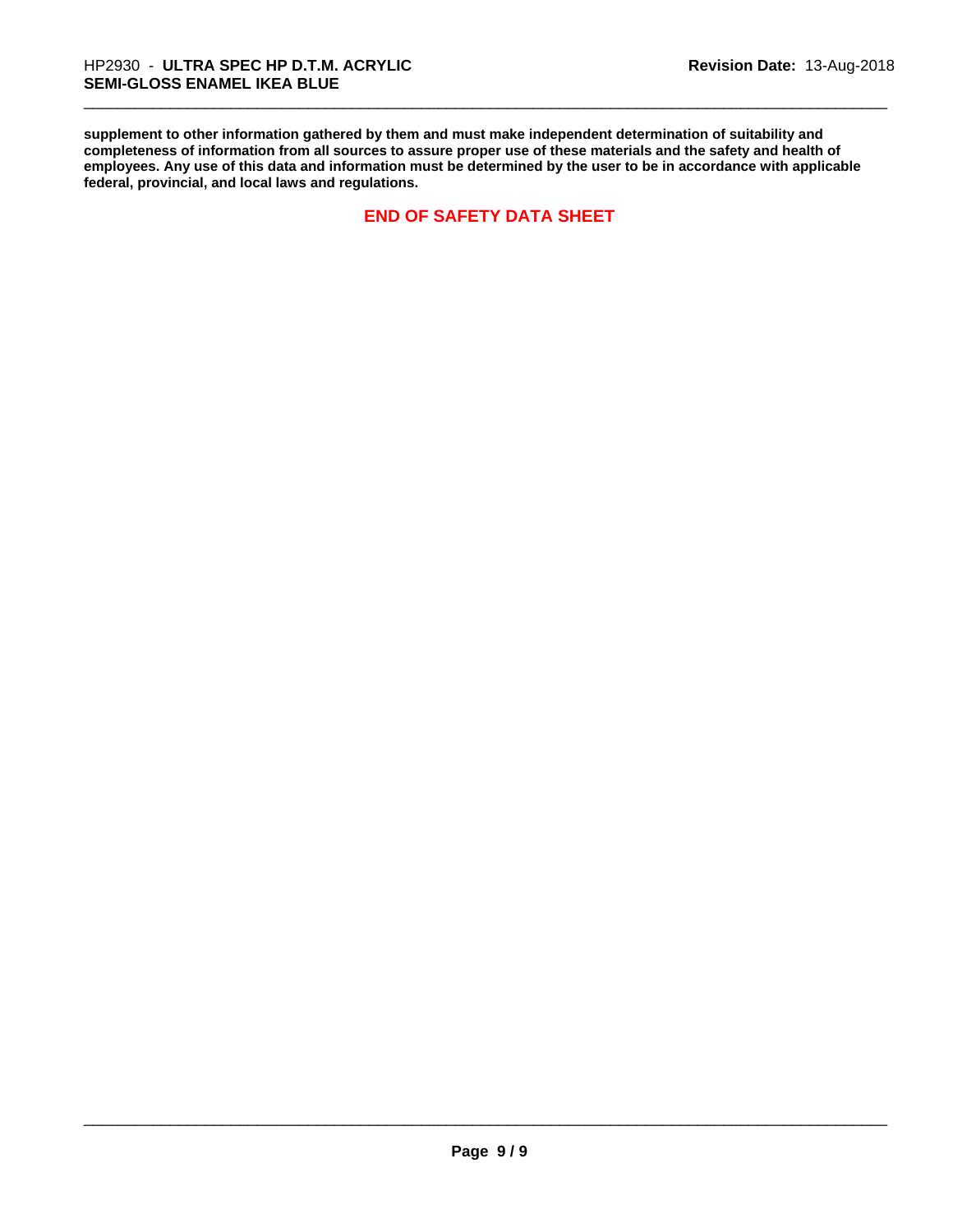**supplement to other information gathered by them and must make independent determination of suitability and completeness of information from all sources to assure proper use of these materials and the safety and health of employees. Any use of this data and information must be determined by the user to be in accordance with applicable federal, provincial, and local laws and regulations.**

**END OF SAFETY DATA SHEET**